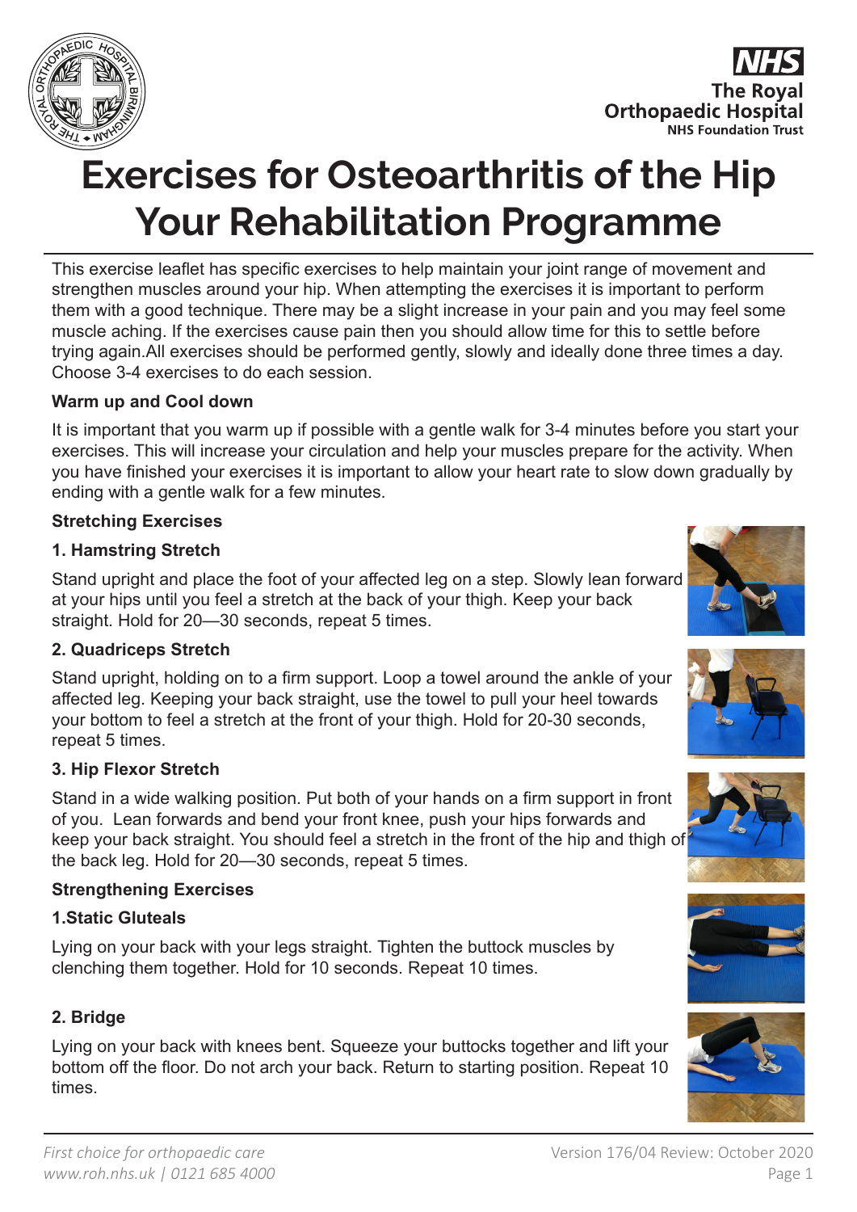# Exercises for Osteoarthritis of the Hip
# Your Rehabilitation Programme

This exercise leaflet has specific exercises to help maintain your joint range of movement and strengthen muscles around your hip. When attempting the exercises it is important to perform them with a good technique. There may be a slight increase in your pain and you may feel some muscle aching. If the exercises cause pain then you should allow time for this to settle before trying again.All exercises should be performed gently, slowly and ideally done three times a day. Choose 3-4 exercises to do each session.

**Warm up and Cool down**

It is important that you warm up if possible with a gentle walk for 3-4 minutes before you start your exercises. This will increase your circulation and help your muscles prepare for the activity. When you have finished your exercises it is important to allow your heart rate to slow down gradually by ending with a gentle walk for a few minutes.

**Stretching Exercises**

**1. Hamstring Stretch**

Stand upright and place the foot of your affected leg on a step. Slowly lean forward at your hips until you feel a stretch at the back of your thigh. Keep your back straight. Hold for 20—30 seconds, repeat 5 times.

**2. Quadriceps Stretch**

Stand upright, holding on to a firm support. Loop a towel around the ankle of your affected leg. Keeping your back straight, use the towel to pull your heel towards your bottom to feel a stretch at the front of your thigh. Hold for 20-30 seconds, repeat 5 times.

**3. Hip Flexor Stretch**

Stand in a wide walking position. Put both of your hands on a firm support in front of you. Lean forwards and bend your front knee, push your hips forwards and keep your back straight. You should feel a stretch in the front of the hip and thigh of the back leg. Hold for 20—30 seconds, repeat 5 times.

**Strengthening Exercises**

**1.Static Gluteals**

Lying on your back with your legs straight. Tighten the buttock muscles by clenching them together. Hold for 10 seconds. Repeat 10 times.

**2. Bridge**

Lying on your back with knees bent. Squeeze your buttocks together and lift your bottom off the floor. Do not arch your back. Return to starting position. Repeat 10 times.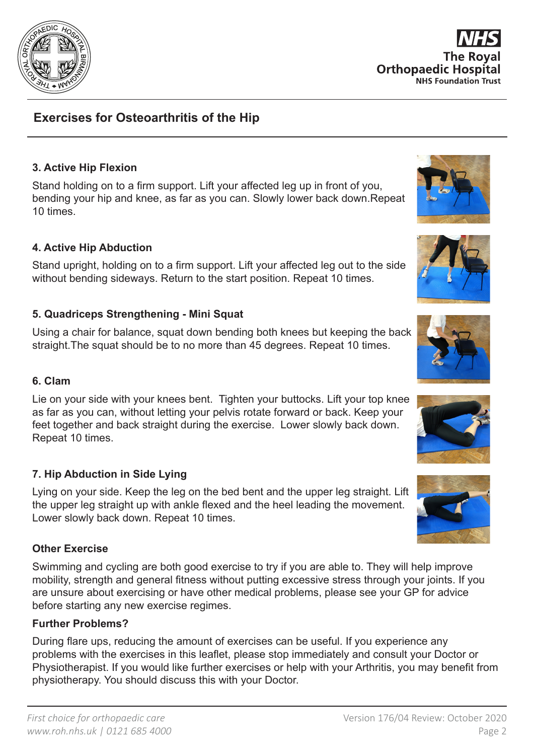## Exercises for Osteoarthritis of the Hip

### 3. Active Hip Flexion

Stand holding on to a firm support. Lift your affected leg up in front of you, bending your hip and knee, as far as you can. Slowly lower back down.Repeat 10 times.

### 4. Active Hip Abduction

Stand upright, holding on to a firm support. Lift your affected leg out to the side without bending sideways. Return to the start position. Repeat 10 times.

### 5. Quadriceps Strengthening - Mini Squat

Using a chair for balance, squat down bending both knees but keeping the back straight.The squat should be to no more than 45 degrees. Repeat 10 times.

### 6. Clam

Lie on your side with your knees bent. Tighten your buttocks. Lift your top knee as far as you can, without letting your pelvis rotate forward or back. Keep your feet together and back straight during the exercise. Lower slowly back down. Repeat 10 times.

### 7. Hip Abduction in Side Lying

Lying on your side. Keep the leg on the bed bent and the upper leg straight. Lift the upper leg straight up with ankle flexed and the heel leading the movement. Lower slowly back down. Repeat 10 times.

### Other Exercise

Swimming and cycling are both good exercise to try if you are able to. They will help improve mobility, strength and general fitness without putting excessive stress through your joints. If you are unsure about exercising or have other medical problems, please see your GP for advice before starting any new exercise regimes.

### Further Problems?

During flare ups, reducing the amount of exercises can be useful. If you experience any problems with the exercises in this leaflet, please stop immediately and consult your Doctor or Physiotherapist. If you would like further exercises or help with your Arthritis, you may benefit from physiotherapy. You should discuss this with your Doctor.

*First choice for orthopaedic care*
*www.roh.nhs.uk | 0121 685 4000*

Version 176/04 Review: October 2020